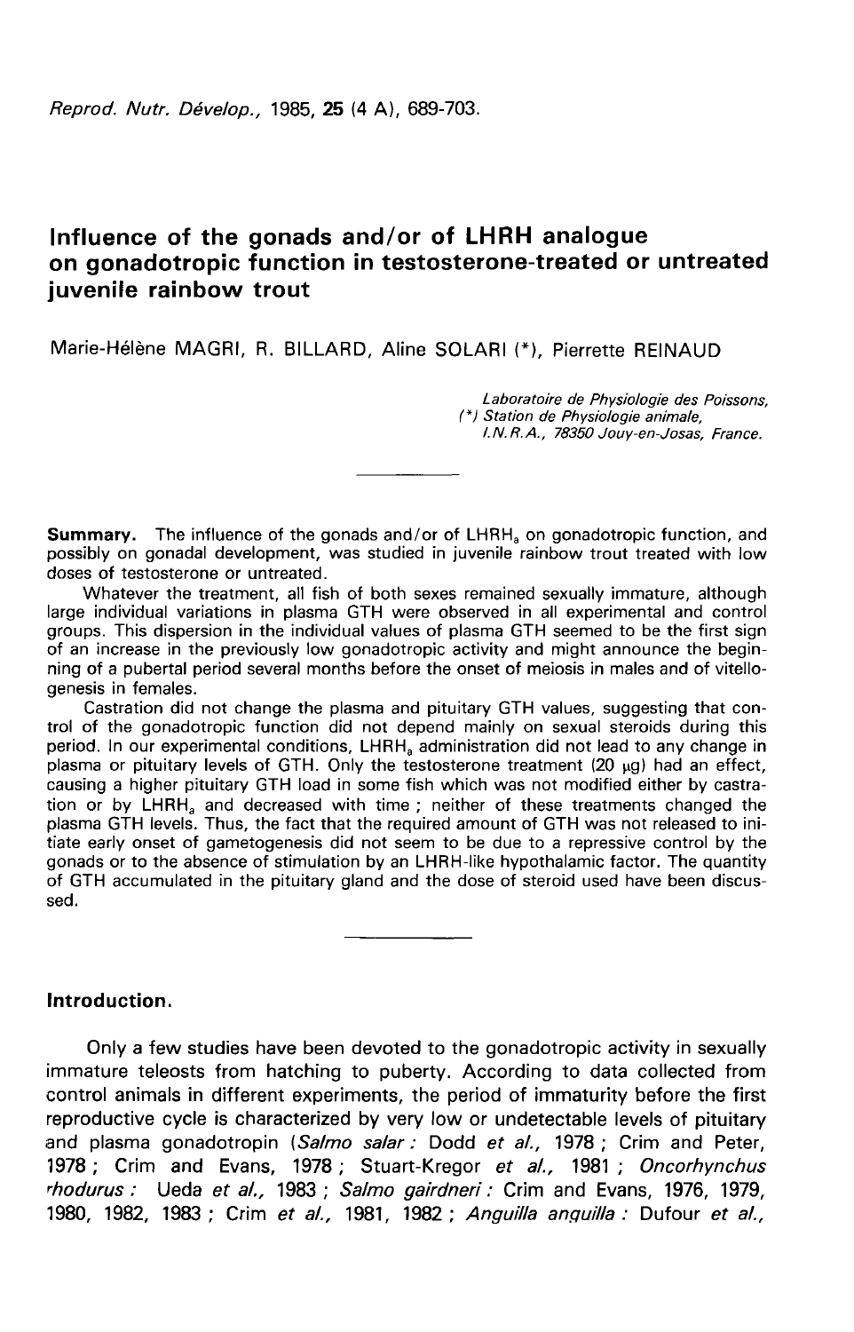# Influence of the gonads and/or of LHRH analogue on gonadotropic function in testosterone-treated or untreated juvenile rainbow trout

Marie-Hélène MAGRI, R. BILLARD, Aline SOLARI (*), Pierrette REINAUD

*Laboratoire de Physiologie des Poissons,*
*(\*) Station de Physiologie animale,*
*I.N.R.A., 78350 Jouy-en-Josas, France.*

---

**Summary.** The influence of the gonads and/or of $LHRH_a$ on gonadotropic function, and possibly on gonadal development, was studied in juvenile rainbow trout treated with low doses of testosterone or untreated.

Whatever the treatment, all fish of both sexes remained sexually immature, although large individual variations in plasma GTH were observed in all experimental and control groups. This dispersion in the individual values of plasma GTH seemed to be the first sign of an increase in the previously low gonadotropic activity and might announce the beginning of a pubertal period several months before the onset of meiosis in males and of vitellogenesis in females.

Castration did not change the plasma and pituitary GTH values, suggesting that control of the gonadotropic function did not depend mainly on sexual steroids during this period. In our experimental conditions, $LHRH_a$ administration did not lead to any change in plasma or pituitary levels of GTH. Only the testosterone treatment (20 µg) had an effect, causing a higher pituitary GTH load in some fish which was not modified either by castration or by $LHRH_a$ and decreased with time; neither of these treatments changed the plasma GTH levels. Thus, the fact that the required amount of GTH was not released to initiate early onset of gametogenesis did not seem to be due to a repressive control by the gonads or to the absence of stimulation by an LHRH-like hypothalamic factor. The quantity of GTH accumulated in the pituitary gland and the dose of steroid used have been discussed.

---

## Introduction.

Only a few studies have been devoted to the gonadotropic activity in sexually immature teleosts from hatching to puberty. According to data collected from control animals in different experiments, the period of immaturity before the first reproductive cycle is characterized by very low or undetectable levels of pituitary and plasma gonadotropin (*Salmo salar:* Dodd *et al.*, 1978; Crim and Peter, 1978; Crim and Evans, 1978; Stuart-Kregor *et al.*, 1981; *Oncorhynchus rhodurus:* Ueda *et al.*, 1983; *Salmo gairdneri:* Crim and Evans, 1976, 1979, 1980, 1982, 1983; Crim *et al.*, 1981, 1982; *Anguilla anguilla:* Dufour *et al.*,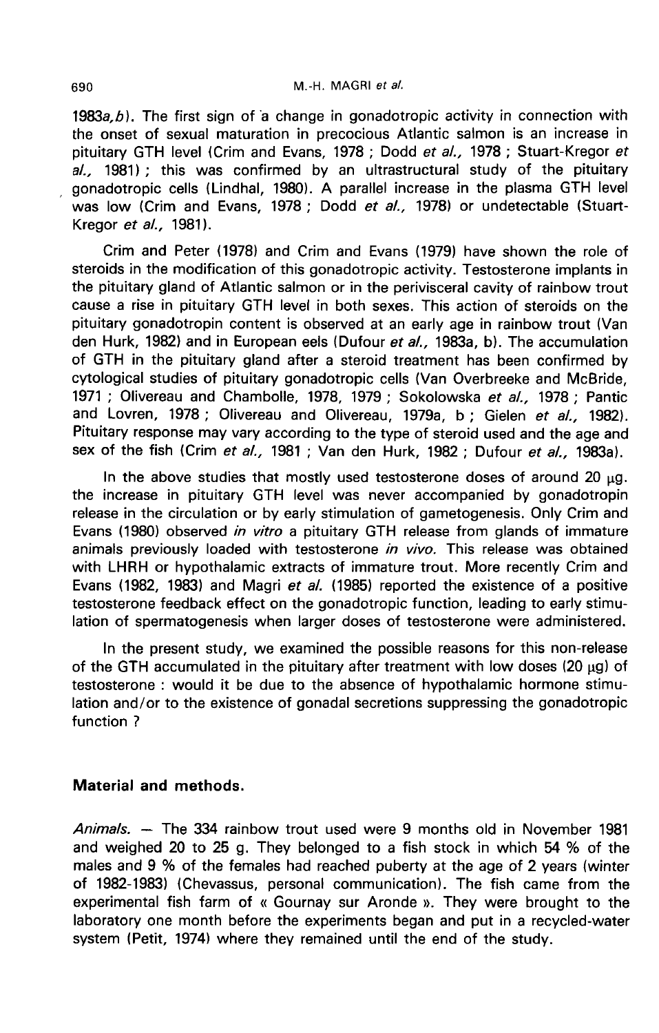1983*a,b*). The first sign of a change in gonadotropic activity in connection with the onset of sexual maturation in precocious Atlantic salmon is an increase in pituitary GTH level (Crim and Evans, 1978 ; Dodd *et al.,* 1978 ; Stuart-Kregor *et al.,* 1981) ; this was confirmed by an ultrastructural study of the pituitary gonadotropic cells (Lindhal, 1980). A parallel increase in the plasma GTH level was low (Crim and Evans, 1978 ; Dodd *et al.,* 1978) or undetectable (Stuart-Kregor *et al.,* 1981).

Crim and Peter (1978) and Crim and Evans (1979) have shown the role of steroids in the modification of this gonadotropic activity. Testosterone implants in the pituitary gland of Atlantic salmon or in the perivisceral cavity of rainbow trout cause a rise in pituitary GTH level in both sexes. This action of steroids on the pituitary gonadotropin content is observed at an early age in rainbow trout (Van den Hurk, 1982) and in European eels (Dufour *et al.,* 1983a, b). The accumulation of GTH in the pituitary gland after a steroid treatment has been confirmed by cytological studies of pituitary gonadotropic cells (Van Overbreeke and McBride, 1971 ; Olivereau and Chambolle, 1978, 1979 ; Sokolowska *et al.,* 1978 ; Pantic and Lovren, 1978 ; Olivereau and Olivereau, 1979a, b ; Gielen *et al.,* 1982). Pituitary response may vary according to the type of steroid used and the age and sex of the fish (Crim *et al.,* 1981 ; Van den Hurk, 1982 ; Dufour *et al.,* 1983a).

In the above studies that mostly used testosterone doses of around 20 μg. the increase in pituitary GTH level was never accompanied by gonadotropin release in the circulation or by early stimulation of gametogenesis. Only Crim and Evans (1980) observed *in vitro* a pituitary GTH release from glands of immature animals previously loaded with testosterone *in vivo.* This release was obtained with LHRH or hypothalamic extracts of immature trout. More recently Crim and Evans (1982, 1983) and Magri *et al.* (1985) reported the existence of a positive testosterone feedback effect on the gonadotropic function, leading to early stimulation of spermatogenesis when larger doses of testosterone were administered.

In the present study, we examined the possible reasons for this non-release of the GTH accumulated in the pituitary after treatment with low doses (20 μg) of testosterone : would it be due to the absence of hypothalamic hormone stimulation and/or to the existence of gonadal secretions suppressing the gonadotropic function ?

## Material and methods.

*Animals.* — The 334 rainbow trout used were 9 months old in November 1981 and weighed 20 to 25 g. They belonged to a fish stock in which 54 % of the males and 9 % of the females had reached puberty at the age of 2 years (winter of 1982-1983) (Chevassus, personal communication). The fish came from the experimental fish farm of « Gournay sur Aronde ». They were brought to the laboratory one month before the experiments began and put in a recycled-water system (Petit, 1974) where they remained until the end of the study.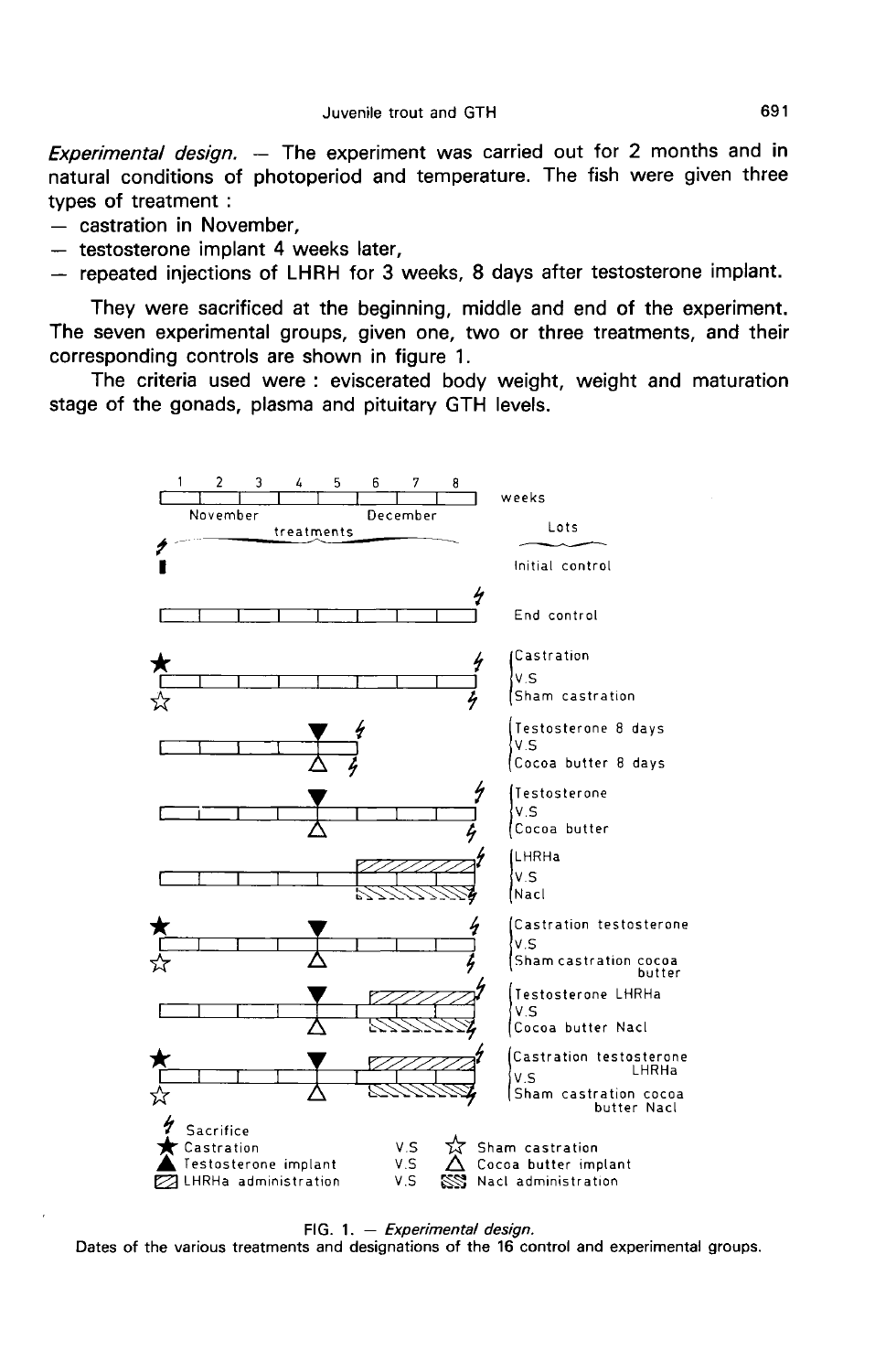*Experimental design.* — The experiment was carried out for 2 months and in natural conditions of photoperiod and temperature. The fish were given three types of treatment :

- castration in November,
- testosterone implant 4 weeks later,
- repeated injections of LHRH for 3 weeks, 8 days after testosterone implant.

They were sacrificed at the beginning, middle and end of the experiment. The seven experimental groups, given one, two or three treatments, and their corresponding controls are shown in figure 1.

The criteria used were : eviscerated body weight, weight and maturation stage of the gonads, plasma and pituitary GTH levels.

FIG. 1. — *Experimental design.*
Dates of the various treatments and designations of the 16 control and experimental groups.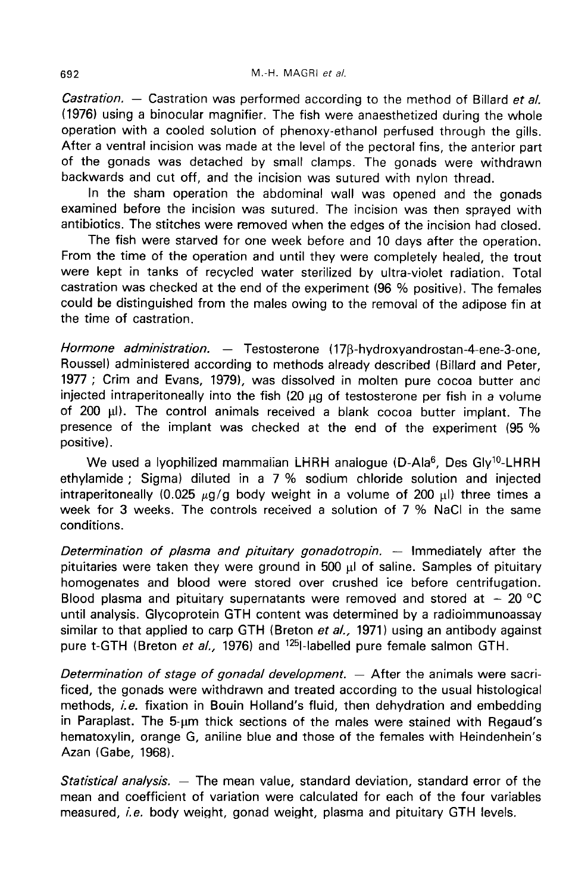*Castration.* — Castration was performed according to the method of Billard *et al.* (1976) using a binocular magnifier. The fish were anaesthetized during the whole operation with a cooled solution of phenoxy-ethanol perfused through the gills. After a ventral incision was made at the level of the pectoral fins, the anterior part of the gonads was detached by small clamps. The gonads were withdrawn backwards and cut off, and the incision was sutured with nylon thread.

In the sham operation the abdominal wall was opened and the gonads examined before the incision was sutured. The incision was then sprayed with antibiotics. The stitches were removed when the edges of the incision had closed.

The fish were starved for one week before and 10 days after the operation. From the time of the operation and until they were completely healed, the trout were kept in tanks of recycled water sterilized by ultra-violet radiation. Total castration was checked at the end of the experiment (96 % positive). The females could be distinguished from the males owing to the removal of the adipose fin at the time of castration.

*Hormone administration.* — Testosterone (17β-hydroxyandrostan-4-ene-3-one, Roussel) administered according to methods already described (Billard and Peter, 1977 ; Crim and Evans, 1979), was dissolved in molten pure cocoa butter and injected intraperitoneally into the fish (20 μg of testosterone per fish in a volume of 200 μl). The control animals received a blank cocoa butter implant. The presence of the implant was checked at the end of the experiment (95 % positive).

We used a lyophilized mammalian LHRH analogue (D-Ala$^6$, Des Gly$^{10}$-LHRH ethylamide ; Sigma) diluted in a 7 % sodium chloride solution and injected intraperitoneally (0.025 μg/g body weight in a volume of 200 μl) three times a week for 3 weeks. The controls received a solution of 7 % NaCl in the same conditions.

*Determination of plasma and pituitary gonadotropin.* — Immediately after the pituitaries were taken they were ground in 500 μl of saline. Samples of pituitary homogenates and blood were stored over crushed ice before centrifugation. Blood plasma and pituitary supernatants were removed and stored at − 20 °C until analysis. Glycoprotein GTH content was determined by a radioimmunoassay similar to that applied to carp GTH (Breton *et al.*, 1971) using an antibody against pure t-GTH (Breton *et al.*, 1976) and $^{125}$I-labelled pure female salmon GTH.

*Determination of stage of gonadal development.* — After the animals were sacrificed, the gonads were withdrawn and treated according to the usual histological methods, *i.e.* fixation in Bouin Holland's fluid, then dehydration and embedding in Paraplast. The 5-μm thick sections of the males were stained with Regaud's hematoxylin, orange G, aniline blue and those of the females with Heindenhein's Azan (Gabe, 1968).

*Statistical analysis.* — The mean value, standard deviation, standard error of the mean and coefficient of variation were calculated for each of the four variables measured, *i.e.* body weight, gonad weight, plasma and pituitary GTH levels.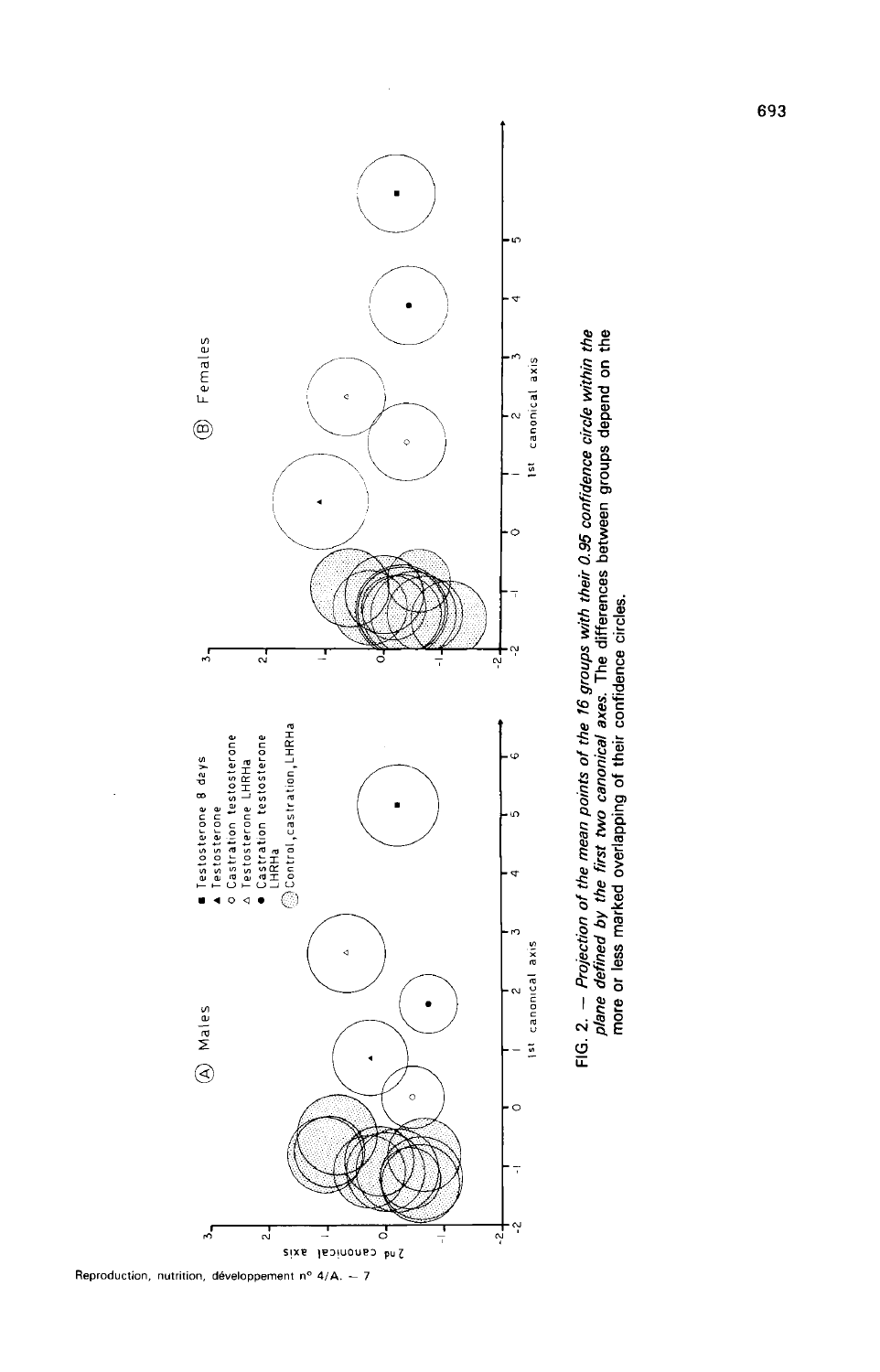(A) Males

■ Testosterone 8 days
▲ Testosterone
○ Castration testosterone
△ Testosterone LHRHa
● Castration testosterone LHRHa
Control, castration, LHRHa

(B) Females

FIG. 2. — *Projection of the mean points of the 16 groups with their 0.95 confidence circle within the plane defined by the first two canonical axes.* The differences between groups depend on the more or less marked overlapping of their confidence circles.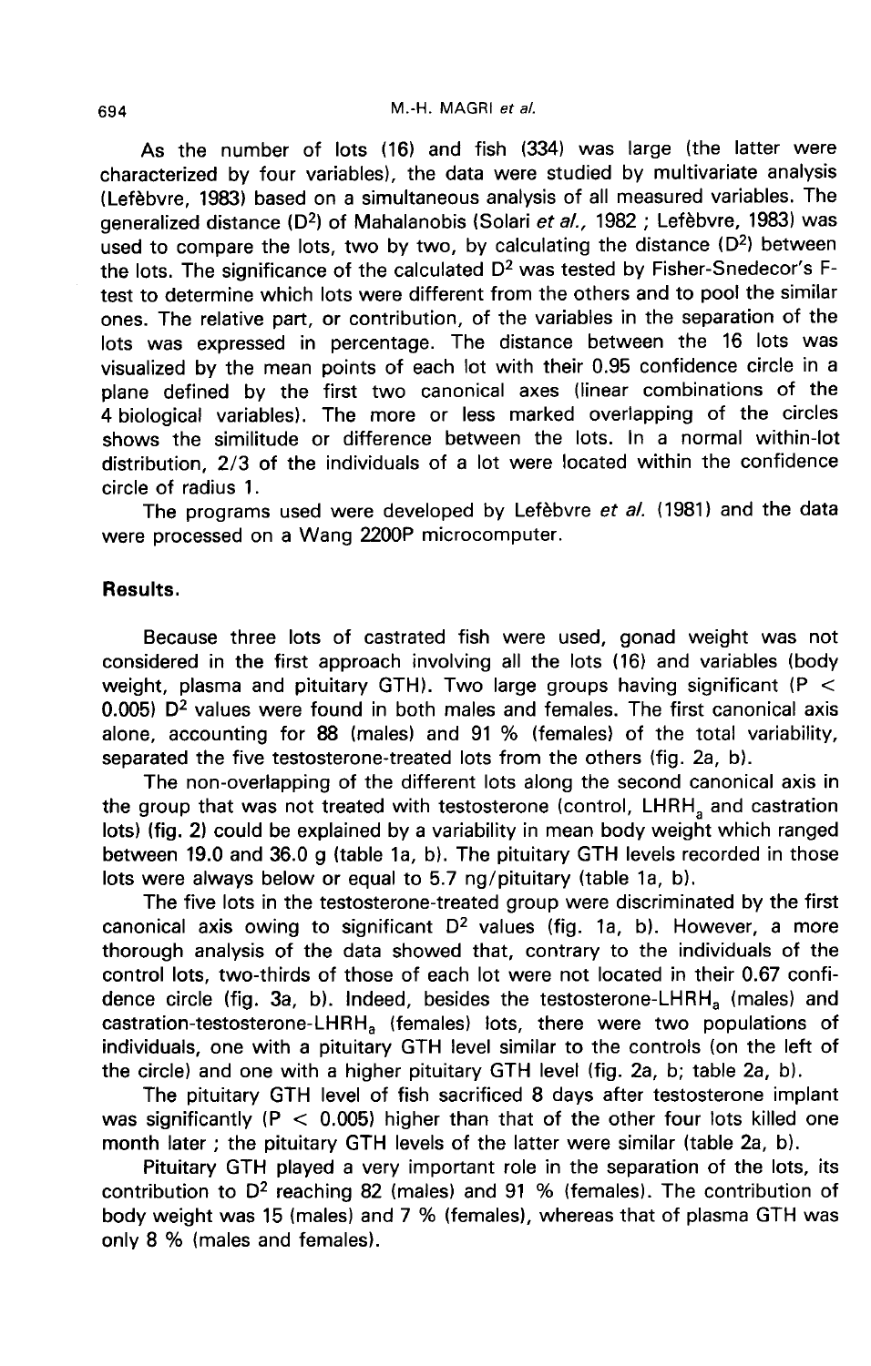As the number of lots (16) and fish (334) was large (the latter were characterized by four variables), the data were studied by multivariate analysis (Lefèbvre, 1983) based on a simultaneous analysis of all measured variables. The generalized distance ($D^2$) of Mahalanobis (Solari *et al.*, 1982 ; Lefèbvre, 1983) was used to compare the lots, two by two, by calculating the distance ($D^2$) between the lots. The significance of the calculated $D^2$ was tested by Fisher-Snedecor's F-test to determine which lots were different from the others and to pool the similar ones. The relative part, or contribution, of the variables in the separation of the lots was expressed in percentage. The distance between the 16 lots was visualized by the mean points of each lot with their 0.95 confidence circle in a plane defined by the first two canonical axes (linear combinations of the 4 biological variables). The more or less marked overlapping of the circles shows the similitude or difference between the lots. In a normal within-lot distribution, 2/3 of the individuals of a lot were located within the confidence circle of radius 1.

The programs used were developed by Lefèbvre *et al.* (1981) and the data were processed on a Wang 2200P microcomputer.

## Results.

Because three lots of castrated fish were used, gonad weight was not considered in the first approach involving all the lots (16) and variables (body weight, plasma and pituitary GTH). Two large groups having significant ($P < 0.005$) $D^2$ values were found in both males and females. The first canonical axis alone, accounting for 88 (males) and 91 % (females) of the total variability, separated the five testosterone-treated lots from the others (fig. 2a, b).

The non-overlapping of the different lots along the second canonical axis in the group that was not treated with testosterone (control, $LHRH_a$ and castration lots) (fig. 2) could be explained by a variability in mean body weight which ranged between 19.0 and 36.0 g (table 1a, b). The pituitary GTH levels recorded in those lots were always below or equal to 5.7 ng/pituitary (table 1a, b).

The five lots in the testosterone-treated group were discriminated by the first canonical axis owing to significant $D^2$ values (fig. 1a, b). However, a more thorough analysis of the data showed that, contrary to the individuals of the control lots, two-thirds of those of each lot were not located in their 0.67 confidence circle (fig. 3a, b). Indeed, besides the testosterone-$LHRH_a$ (males) and castration-testosterone-$LHRH_a$ (females) lots, there were two populations of individuals, one with a pituitary GTH level similar to the controls (on the left of the circle) and one with a higher pituitary GTH level (fig. 2a, b; table 2a, b).

The pituitary GTH level of fish sacrificed 8 days after testosterone implant was significantly ($P < 0.005$) higher than that of the other four lots killed one month later ; the pituitary GTH levels of the latter were similar (table 2a, b).

Pituitary GTH played a very important role in the separation of the lots, its contribution to $D^2$ reaching 82 (males) and 91 % (females). The contribution of body weight was 15 (males) and 7 % (females), whereas that of plasma GTH was only 8 % (males and females).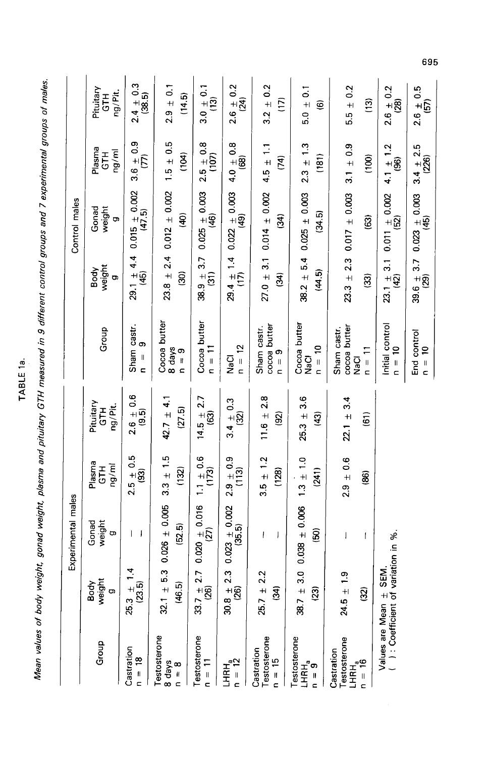TABLE 1a.

*Mean values of body weight, gonad weight, plasma and pituitary GTH measured in 9 different control groups and 7 experimental groups of males.*

| Experimental males | | | | | Control males | | | | |
|---|---|---|---|---|---|---|---|---|---|
| Group | Body weight g | Gonad weight g | Plasma GTH ng/ml | Pituitary GTH ng/Pit. | Group | Body weight g | Gonad weight g | Plasma GTH ng/ml | Pituitary GTH ng/Pit. |
| Castration n = 18 | 25.3 ± 1.4 (23.5) | — | 2.5 ± 0.5 (93) | 2.6 ± 0.6 (9.5) | Sham castr. n = 9 | 29.1 ± 4.4 (45) | 0.015 ± 0.002 (47.5) | 3.6 ± 0.9 (77) | 2.4 ± 0.3 (38.5) |
| Testosterone 8 days n = 8 | 32.1 ± 5.3 (46.5) | 0.026 ± 0.005 (52.5) | 3.3 ± 1.5 (132) | 42.7 ± 4.1 (27.5) | Cocoa butter 8 days n = 9 | 23.8 ± 2.4 (30) | 0.012 ± 0.002 (40) | 1.5 ± 0.5 (104) | 2.9 ± 0.1 (14.5) |
| Testosterone n = 11 | 33.7 ± 2.7 (26) | 0.020 ± 0.016 (27) | 1.1 ± 0.6 (173) | 14.5 ± 2.7 (63) | Cocoa butter n = 11 | 38.9 ± 3.7 (31) | 0.025 ± 0.003 (46) | 2.5 ± 0.8 (107) | 3.0 ± 0.1 (13) |
| $LHRH_a$ n = 12 | 30.8 ± 2.3 (26) | 0.023 ± 0.002 (35.5) | 2.9 ± 0.9 (113) | 3.4 ± 0.3 (32) | NaCl n = 12 | 29.4 ± 1.4 (17) | 0.022 ± 0.003 (49) | 4.0 ± 0.8 (68) | 2.6 ± 0.2 (24) |
| Castration Testosterone n = 15 | 25.7 ± 2.2 (34) | — | 3.5 ± 1.2 (128) | 11.6 ± 2.8 (92) | Sham castr. cocoa butter n = 9 | 27.0 ± 3.1 (34) | 0.014 ± 0.002 (34) | 4.5 ± 1.1 (74) | 3.2 ± 0.2 (17) |
| Testosterone $LHRH_a$ n = 9 | 38.7 ± 3.0 (23) | 0.038 ± 0.006 (50) | 1.3 ± 1.0 (241) | 25.3 ± 3.6 (43) | Cocoa butter NaCl n = 10 | 38.2 ± 5.4 (44.5) | 0.025 ± 0.003 (34.5) | 2.3 ± 1.3 (181) | 5.0 ± 0.1 (6) |
| Castration Testosterone $LHRH_a$ n = 16 | 24.5 ± 1.9 (32) | — | 2.9 ± 0.6 (86) | 22.1 ± 3.4 (61) | Sham castr. cocoa butter NaCl n = 11 | 23.3 ± 2.3 (33) | 0.017 ± 0.003 (63) | 3.1 ± 0.9 (100) | 5.5 ± 0.2 (13) |
| | | | | | Initial control n = 10 | 23.1 ± 3.1 (42) | 0.011 ± 0.002 (52) | 4.1 ± 1.2 (96) | 2.6 ± 0.2 (28) |
| | | | | | End control n = 10 | 39.6 ± 3.7 (29) | 0.023 ± 0.003 (45) | 3.4 ± 2.5 (226) | 2.6 ± 0.5 (57) |

Values are Mean ± SEM.
( ) : Coefficient of variation in %.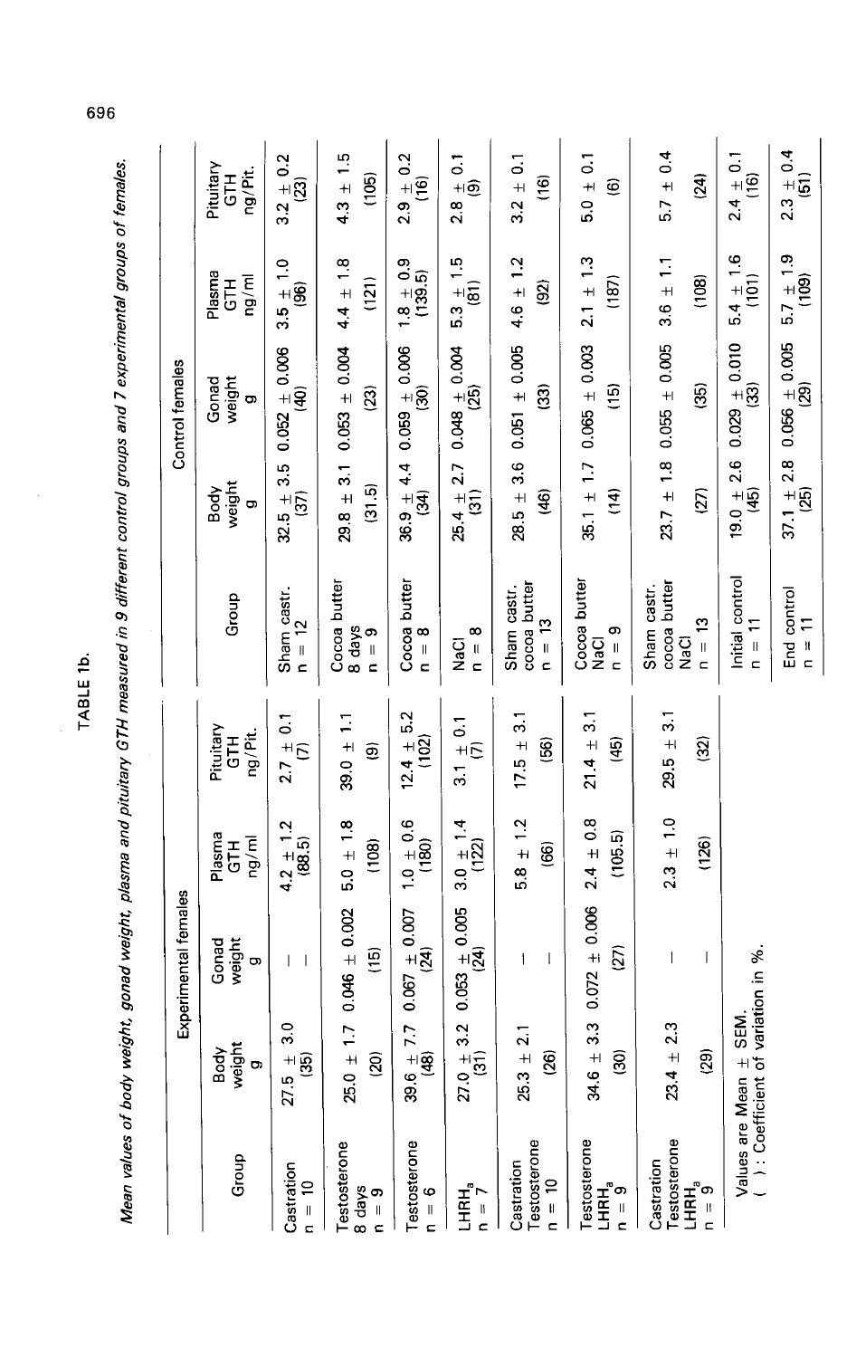TABLE 1b.

*Mean values of body weight, gonad weight, plasma and pituitary GTH measured in 9 different control groups and 7 experimental groups of females.*

| Experimental females | | | | | Control females | | | | |
|---|---|---|---|---|---|---|---|---|---|
| Group | Body weight g | Gonad weight g | Plasma GTH ng/ml | Pituitary GTH ng/Pit. | Group | Body weight g | Gonad weight g | Plasma GTH ng/ml | Pituitary GTH ng/Pit. |
| Castration n = 10 | 27.5 ± 3.0 (35) | — — | 4.2 ± 1.2 (88.5) | 2.7 ± 0.1 (7) | Sham castr. n = 12 | 32.5 ± 3.5 (37) | 0.052 ± 0.006 (40) | 3.5 ± 1.0 (96) | 3.2 ± 0.2 (23) |
| Testosterone 8 days n = 9 | 25.0 ± 1.7 (20) | 0.046 ± 0.002 (15) | 5.0 ± 1.8 (108) | 39.0 ± 1.1 (9) | Cocoa butter 8 days n = 9 | 29.8 ± 3.1 (31.5) | 0.053 ± 0.004 (23) | 4.4 ± 1.8 (121) | 4.3 ± 1.5 (105) |
| Testosterone n = 6 | 39.6 ± 7.7 (48) | 0.067 ± 0.007 (24) | 1.0 ± 0.6 (180) | 12.4 ± 5.2 (102) | Cocoa butter n = 8 | 36.9 ± 4.4 (34) | 0.059 ± 0.006 (30) | 1.8 ± 0.9 (139.5) | 2.9 ± 0.2 (16) |
| $LHRH_a$ n = 7 | 27.0 ± 3.2 (31) | 0.053 ± 0.005 (24) | 3.0 ± 1.4 (122) | 3.1 ± 0.1 (7) | NaCl n = 8 | 25.4 ± 2.7 (31) | 0.048 ± 0.004 (25) | 5.3 ± 1.5 (81) | 2.8 ± 0.1 (9) |
| Castration Testosterone n = 10 | 25.3 ± 2.1 (26) | — — | 5.8 ± 1.2 (66) | 17.5 ± 3.1 (56) | Sham castr. cocoa butter n = 13 | 28.5 ± 3.6 (46) | 0.051 ± 0.005 (33) | 4.6 ± 1.2 (92) | 3.2 ± 0.1 (16) |
| Testosterone $LHRH_a$ n = 9 | 34.6 ± 3.3 (30) | 0.072 ± 0.006 (27) | 2.4 ± 0.8 (105.5) | 21.4 ± 3.1 (45) | Cocoa butter NaCl n = 9 | 35.1 ± 1.7 (14) | 0.065 ± 0.003 (15) | 2.1 ± 1.3 (187) | 5.0 ± 0.1 (6) |
| Castration Testosterone $LHRH_a$ n = 9 | 23.4 ± 2.3 (29) | — — | 2.3 ± 1.0 (126) | 29.5 ± 3.1 (32) | Sham castr. cocoa butter NaCl n = 13 | 23.7 ± 1.8 (27) | 0.055 ± 0.005 (35) | 3.6 ± 1.1 (108) | 5.7 ± 0.4 (24) |
| | | | | | Initial control n = 11 | 19.0 ± 2.6 (45) | 0.029 ± 0.010 (33) | 5.4 ± 1.6 (101) | 2.4 ± 0.1 (16) |
| | | | | | End control n = 11 | 37.1 ± 2.8 (25) | 0.056 ± 0.005 (29) | 5.7 ± 1.9 (109) | 2.3 ± 0.4 (51) |

Values are Mean ± SEM.
( ): Coefficient of variation in %.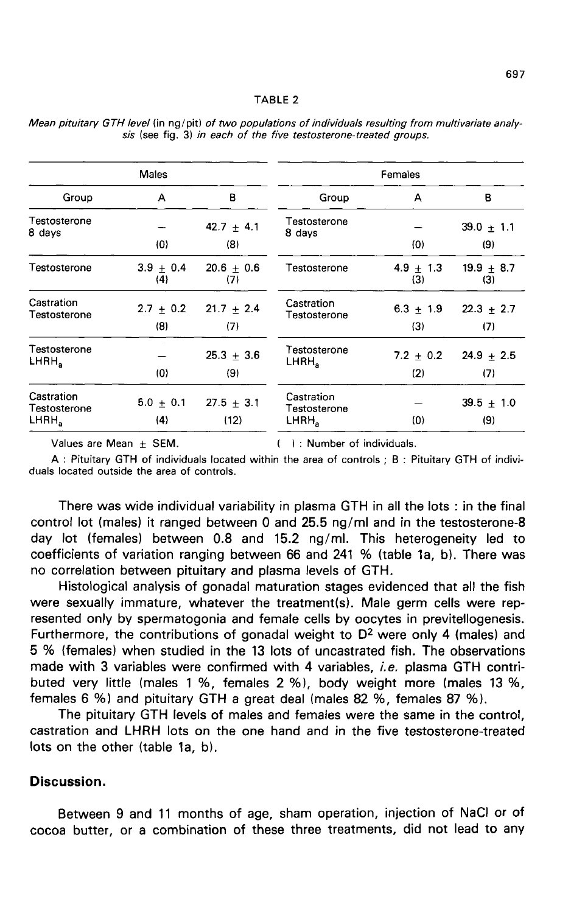TABLE 2

*Mean pituitary GTH level (in ng/pit) of two populations of individuals resulting from multivariate analysis (see fig. 3) in each of the five testosterone-treated groups.*

| Males | | | Females | | |
|---|---|---|---|---|---|
| Group | A | B | Group | A | B |
| Testosterone 8 days | — (0) | 42.7 ± 4.1 (8) | Testosterone 8 days | — (0) | 39.0 ± 1.1 (9) |
| Testosterone | 3.9 ± 0.4 (4) | 20.6 ± 0.6 (7) | Testosterone | 4.9 ± 1.3 (3) | 19.9 ± 8.7 (3) |
| Castration Testosterone | 2.7 ± 0.2 (8) | 21.7 ± 2.4 (7) | Castration Testosterone | 6.3 ± 1.9 (3) | 22.3 ± 2.7 (7) |
| Testosterone $LHRH_a$ | — (0) | 25.3 ± 3.6 (9) | Testosterone $LHRH_a$ | 7.2 ± 0.2 (2) | 24.9 ± 2.5 (7) |
| Castration Testosterone $LHRH_a$ | 5.0 ± 0.1 (4) | 27.5 ± 3.1 (12) | Castration Testosterone $LHRH_a$ | — (0) | 39.5 ± 1.0 (9) |

Values are Mean ± SEM. ( ) : Number of individuals.

A : Pituitary GTH of individuals located within the area of controls ; B : Pituitary GTH of individuals located outside the area of controls.

There was wide individual variability in plasma GTH in all the lots : in the final control lot (males) it ranged between 0 and 25.5 ng/ml and in the testosterone-8 day lot (females) between 0.8 and 15.2 ng/ml. This heterogeneity led to coefficients of variation ranging between 66 and 241 % (table 1a, b). There was no correlation between pituitary and plasma levels of GTH.

Histological analysis of gonadal maturation stages evidenced that all the fish were sexually immature, whatever the treatment(s). Male germ cells were represented only by spermatogonia and female cells by oocytes in previtellogenesis. Furthermore, the contributions of gonadal weight to $D^2$ were only 4 (males) and 5 % (females) when studied in the 13 lots of uncastrated fish. The observations made with 3 variables were confirmed with 4 variables, *i.e.* plasma GTH contributed very little (males 1 %, females 2 %), body weight more (males 13 %, females 6 %) and pituitary GTH a great deal (males 82 %, females 87 %).

The pituitary GTH levels of males and females were the same in the control, castration and LHRH lots on the one hand and in the five testosterone-treated lots on the other (table 1a, b).

## Discussion.

Between 9 and 11 months of age, sham operation, injection of NaCl or of cocoa butter, or a combination of these three treatments, did not lead to any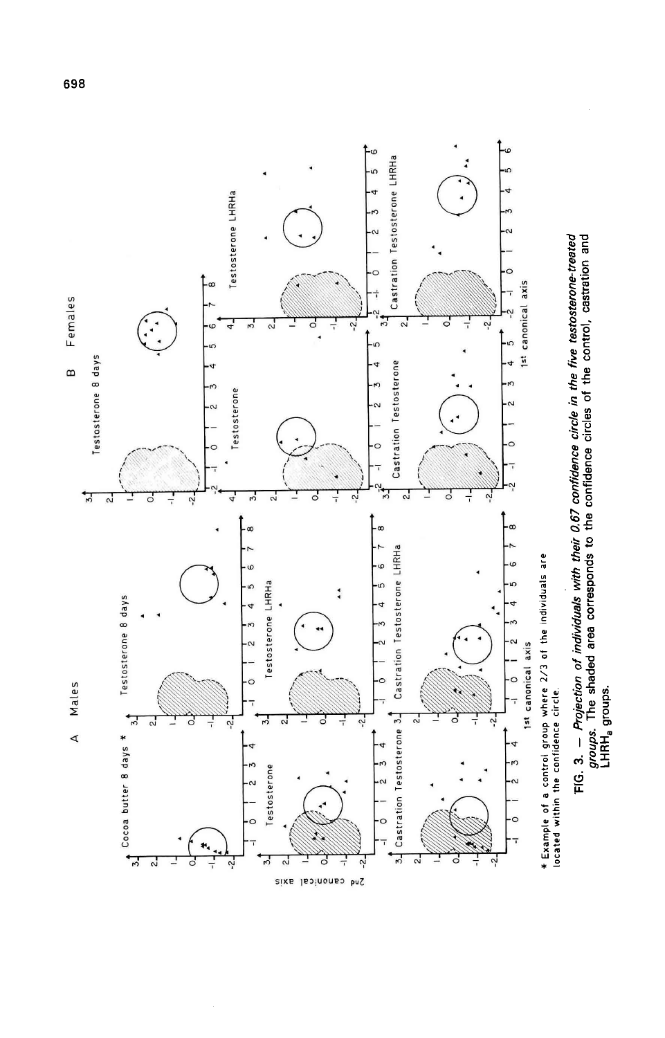A Males

B Females

Cocoa butter 8 days *

Testosterone 8 days

Testosterone

Testosterone LHRHa

Castration Testosterone

Castration Testosterone LHRHa

2nd canonical axis

1st canonical axis

* Example of a control group where 2/3 of the individuals are located within the confidence circle.

**FIG. 3.** — ***Projection of individuals with their 0.67 confidence circle in the five testosterone-treated groups.*** The shaded area corresponds to the confidence circles of the control, castration and $LHRH_a$ groups.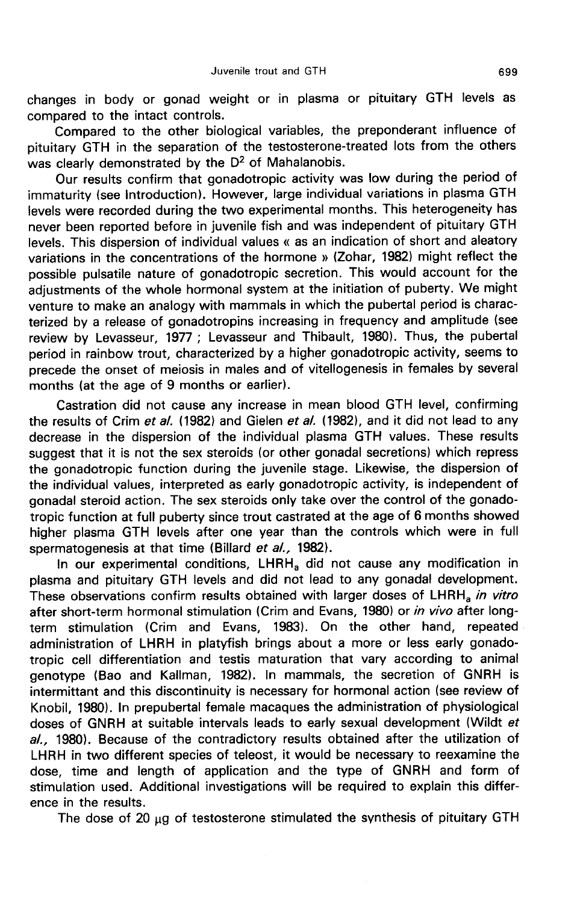changes in body or gonad weight or in plasma or pituitary GTH levels as compared to the intact controls.

Compared to the other biological variables, the preponderant influence of pituitary GTH in the separation of the testosterone-treated lots from the others was clearly demonstrated by the $D^2$ of Mahalanobis.

Our results confirm that gonadotropic activity was low during the period of immaturity (see Introduction). However, large individual variations in plasma GTH levels were recorded during the two experimental months. This heterogeneity has never been reported before in juvenile fish and was independent of pituitary GTH levels. This dispersion of individual values « as an indication of short and aleatory variations in the concentrations of the hormone » (Zohar, 1982) might reflect the possible pulsatile nature of gonadotropic secretion. This would account for the adjustments of the whole hormonal system at the initiation of puberty. We might venture to make an analogy with mammals in which the pubertal period is characterized by a release of gonadotropins increasing in frequency and amplitude (see review by Levasseur, 1977 ; Levasseur and Thibault, 1980). Thus, the pubertal period in rainbow trout, characterized by a higher gonadotropic activity, seems to precede the onset of meiosis in males and of vitellogenesis in females by several months (at the age of 9 months or earlier).

Castration did not cause any increase in mean blood GTH level, confirming the results of Crim *et al.* (1982) and Gielen *et al.* (1982), and it did not lead to any decrease in the dispersion of the individual plasma GTH values. These results suggest that it is not the sex steroids (or other gonadal secretions) which repress the gonadotropic function during the juvenile stage. Likewise, the dispersion of the individual values, interpreted as early gonadotropic activity, is independent of gonadal steroid action. The sex steroids only take over the control of the gonadotropic function at full puberty since trout castrated at the age of 6 months showed higher plasma GTH levels after one year than the controls which were in full spermatogenesis at that time (Billard *et al.*, 1982).

In our experimental conditions, $LHRH_a$ did not cause any modification in plasma and pituitary GTH levels and did not lead to any gonadal development. These observations confirm results obtained with larger doses of $LHRH_a$ *in vitro* after short-term hormonal stimulation (Crim and Evans, 1980) or *in vivo* after long-term stimulation (Crim and Evans, 1983). On the other hand, repeated administration of LHRH in platyfish brings about a more or less early gonadotropic cell differentiation and testis maturation that vary according to animal genotype (Bao and Kallman, 1982). In mammals, the secretion of GNRH is intermittant and this discontinuity is necessary for hormonal action (see review of Knobil, 1980). In prepubertal female macaques the administration of physiological doses of GNRH at suitable intervals leads to early sexual development (Wildt *et al.*, 1980). Because of the contradictory results obtained after the utilization of LHRH in two different species of teleost, it would be necessary to reexamine the dose, time and length of application and the type of GNRH and form of stimulation used. Additional investigations will be required to explain this difference in the results.

The dose of 20 µg of testosterone stimulated the synthesis of pituitary GTH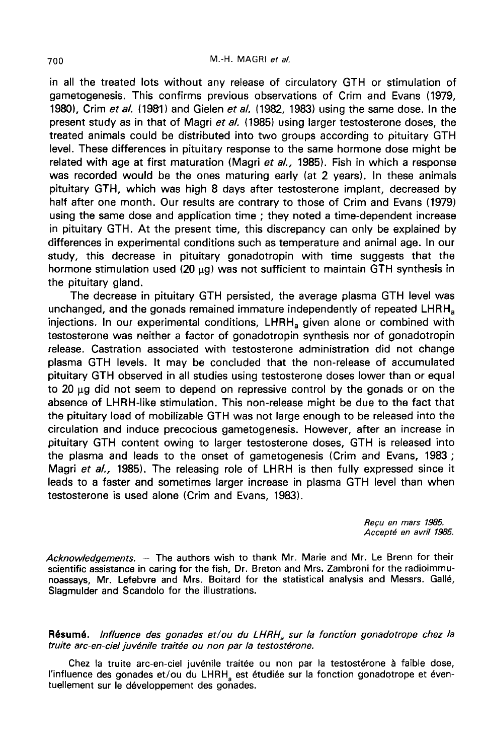in all the treated lots without any release of circulatory GTH or stimulation of gametogenesis. This confirms previous observations of Crim and Evans (1979, 1980), Crim *et al.* (1981) and Gielen *et al.* (1982, 1983) using the same dose. In the present study as in that of Magri *et al.* (1985) using larger testosterone doses, the treated animals could be distributed into two groups according to pituitary GTH level. These differences in pituitary response to the same hormone dose might be related with age at first maturation (Magri *et al.,* 1985). Fish in which a response was recorded would be the ones maturing early (at 2 years). In these animals pituitary GTH, which was high 8 days after testosterone implant, decreased by half after one month. Our results are contrary to those of Crim and Evans (1979) using the same dose and application time ; they noted a time-dependent increase in pituitary GTH. At the present time, this discrepancy can only be explained by differences in experimental conditions such as temperature and animal age. In our study, this decrease in pituitary gonadotropin with time suggests that the hormone stimulation used (20 μg) was not sufficient to maintain GTH synthesis in the pituitary gland.

The decrease in pituitary GTH persisted, the average plasma GTH level was unchanged, and the gonads remained immature independently of repeated $LHRH_a$ injections. In our experimental conditions, $LHRH_a$ given alone or combined with testosterone was neither a factor of gonadotropin synthesis nor of gonadotropin release. Castration associated with testosterone administration did not change plasma GTH levels. It may be concluded that the non-release of accumulated pituitary GTH observed in all studies using testosterone doses lower than or equal to 20 μg did not seem to depend on repressive control by the gonads or on the absence of LHRH-like stimulation. This non-release might be due to the fact that the pituitary load of mobilizable GTH was not large enough to be released into the circulation and induce precocious gametogenesis. However, after an increase in pituitary GTH content owing to larger testosterone doses, GTH is released into the plasma and leads to the onset of gametogenesis (Crim and Evans, 1983 ; Magri *et al.,* 1985). The releasing role of LHRH is then fully expressed since it leads to a faster and sometimes larger increase in plasma GTH level than when testosterone is used alone (Crim and Evans, 1983).

*Reçu en mars 1985.*
*Accepté en avril 1985.*

*Acknowledgements.* — The authors wish to thank Mr. Marie and Mr. Le Brenn for their scientific assistance in caring for the fish, Dr. Breton and Mrs. Zambroni for the radioimmunoassays, Mr. Lefebvre and Mrs. Boitard for the statistical analysis and Messrs. Gallé, Slagmulder and Scandolo for the illustrations.

**Résumé.** *Influence des gonades et/ou du $LHRH_a$ sur la fonction gonadotrope chez la truite arc-en-ciel juvénile traitée ou non par la testostérone.*

Chez la truite arc-en-ciel juvénile traitée ou non par la testostérone à faible dose, l'influence des gonades et/ou du $LHRH_a$ est étudiée sur la fonction gonadotrope et éventuellement sur le développement des gonades.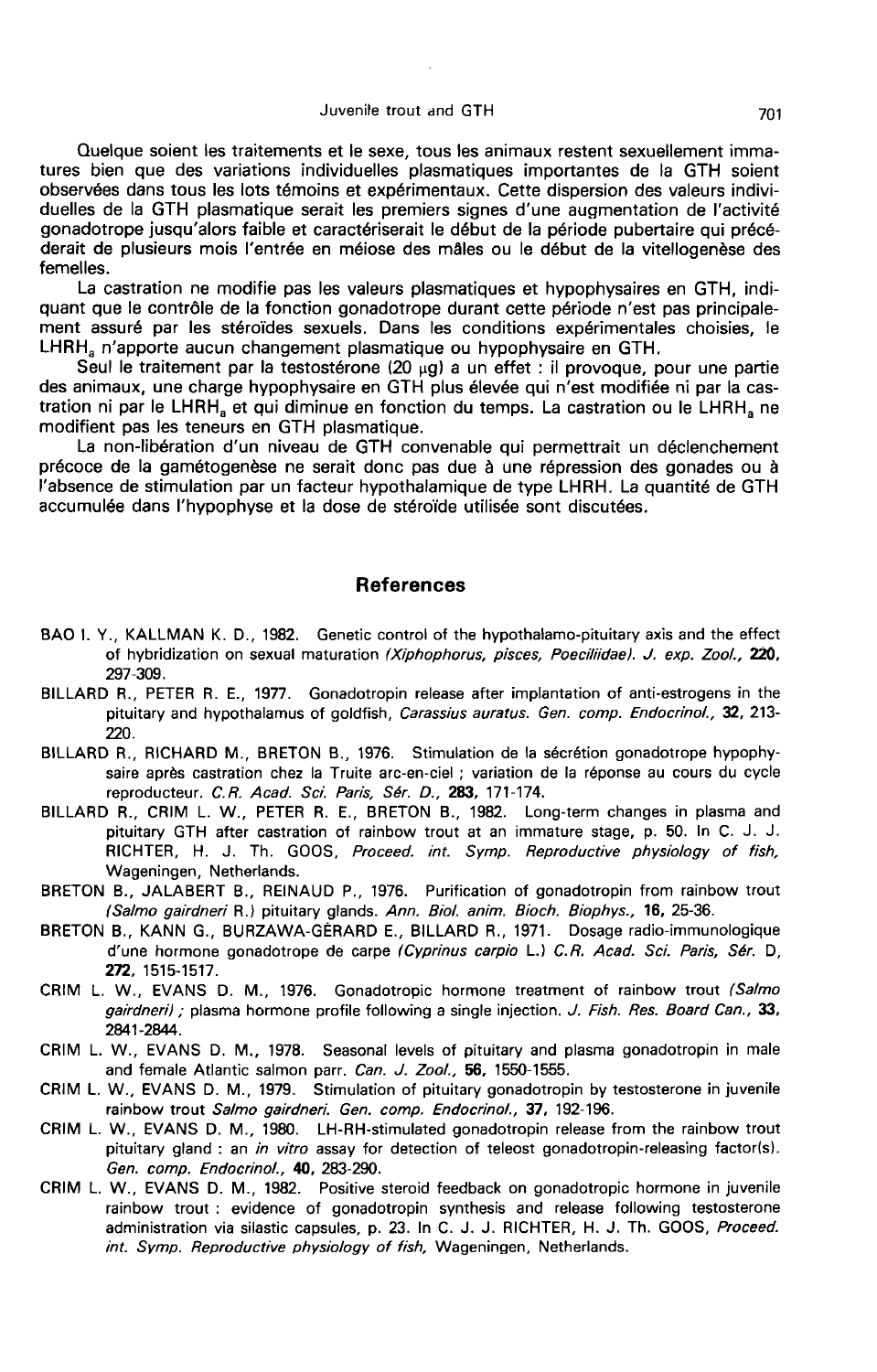Quelque soient les traitements et le sexe, tous les animaux restent sexuellement immatures bien que des variations individuelles plasmatiques importantes de la GTH soient observées dans tous les lots témoins et expérimentaux. Cette dispersion des valeurs individuelles de la GTH plasmatique serait les premiers signes d'une augmentation de l'activité gonadotrope jusqu'alors faible et caractériserait le début de la période pubertaire qui précéderait de plusieurs mois l'entrée en méiose des mâles ou le début de la vitellogenèse des femelles.

La castration ne modifie pas les valeurs plasmatiques et hypophysaires en GTH, indiquant que le contrôle de la fonction gonadotrope durant cette période n'est pas principalement assuré par les stéroïdes sexuels. Dans les conditions expérimentales choisies, le $LHRH_a$ n'apporte aucun changement plasmatique ou hypophysaire en GTH.

Seul le traitement par la testostérone (20 µg) a un effet : il provoque, pour une partie des animaux, une charge hypophysaire en GTH plus élevée qui n'est modifiée ni par la castration ni par le $LHRH_a$ et qui diminue en fonction du temps. La castration ou le $LHRH_a$ ne modifient pas les teneurs en GTH plasmatique.

La non-libération d'un niveau de GTH convenable qui permettrait un déclenchement précoce de la gamétogenèse ne serait donc pas due à une répression des gonades ou à l'absence de stimulation par un facteur hypothalamique de type LHRH. La quantité de GTH accumulée dans l'hypophyse et la dose de stéroïde utilisée sont discutées.

## References

BAO I. Y., KALLMAN K. D., 1982. Genetic control of the hypothalamo-pituitary axis and the effect of hybridization on sexual maturation *(Xiphophorus, pisces, Poeciliidae)*. *J. exp. Zool.*, **220**, 297-309.

BILLARD R., PETER R. E., 1977. Gonadotropin release after implantation of anti-estrogens in the pituitary and hypothalamus of goldfish, *Carassius auratus*. *Gen. comp. Endocrinol.*, **32**, 213-220.

BILLARD R., RICHARD M., BRETON B., 1976. Stimulation de la sécrétion gonadotrope hypophysaire après castration chez la Truite arc-en-ciel ; variation de la réponse au cours du cycle reproducteur. *C.R. Acad. Sci. Paris, Sér. D.*, **283**, 171-174.

BILLARD R., CRIM L. W., PETER R. E., BRETON B., 1982. Long-term changes in plasma and pituitary GTH after castration of rainbow trout at an immature stage, p. 50. In C. J. J. RICHTER, H. J. Th. GOOS, *Proceed. int. Symp. Reproductive physiology of fish*, Wageningen, Netherlands.

BRETON B., JALABERT B., REINAUD P., 1976. Purification of gonadotropin from rainbow trout *(Salmo gairdneri* R.) pituitary glands. *Ann. Biol. anim. Bioch. Biophys.*, **16**, 25-36.

BRETON B., KANN G., BURZAWA-GÉRARD E., BILLARD R., 1971. Dosage radio-immunologique d'une hormone gonadotrope de carpe *(Cyprinus carpio* L.) *C.R. Acad. Sci. Paris, Sér.* D, **272**, 1515-1517.

CRIM L. W., EVANS D. M., 1976. Gonadotropic hormone treatment of rainbow trout *(Salmo gairdneri)* ; plasma hormone profile following a single injection. *J. Fish. Res. Board Can.*, **33**, 2841-2844.

CRIM L. W., EVANS D. M., 1978. Seasonal levels of pituitary and plasma gonadotropin in male and female Atlantic salmon parr. *Can. J. Zool.*, **56**, 1550-1555.

CRIM L. W., EVANS D. M., 1979. Stimulation of pituitary gonadotropin by testosterone in juvenile rainbow trout *Salmo gairdneri*. *Gen. comp. Endocrinol.*, **37**, 192-196.

CRIM L. W., EVANS D. M., 1980. LH-RH-stimulated gonadotropin release from the rainbow trout pituitary gland : an *in vitro* assay for detection of teleost gonadotropin-releasing factor(s). *Gen. comp. Endocrinol.*, **40**, 283-290.

CRIM L. W., EVANS D. M., 1982. Positive steroid feedback on gonadotropic hormone in juvenile rainbow trout : evidence of gonadotropin synthesis and release following testosterone administration via silastic capsules, p. 23. In C. J. J. RICHTER, H. J. Th. GOOS, *Proceed. int. Symp. Reproductive physiology of fish*, Wageningen, Netherlands.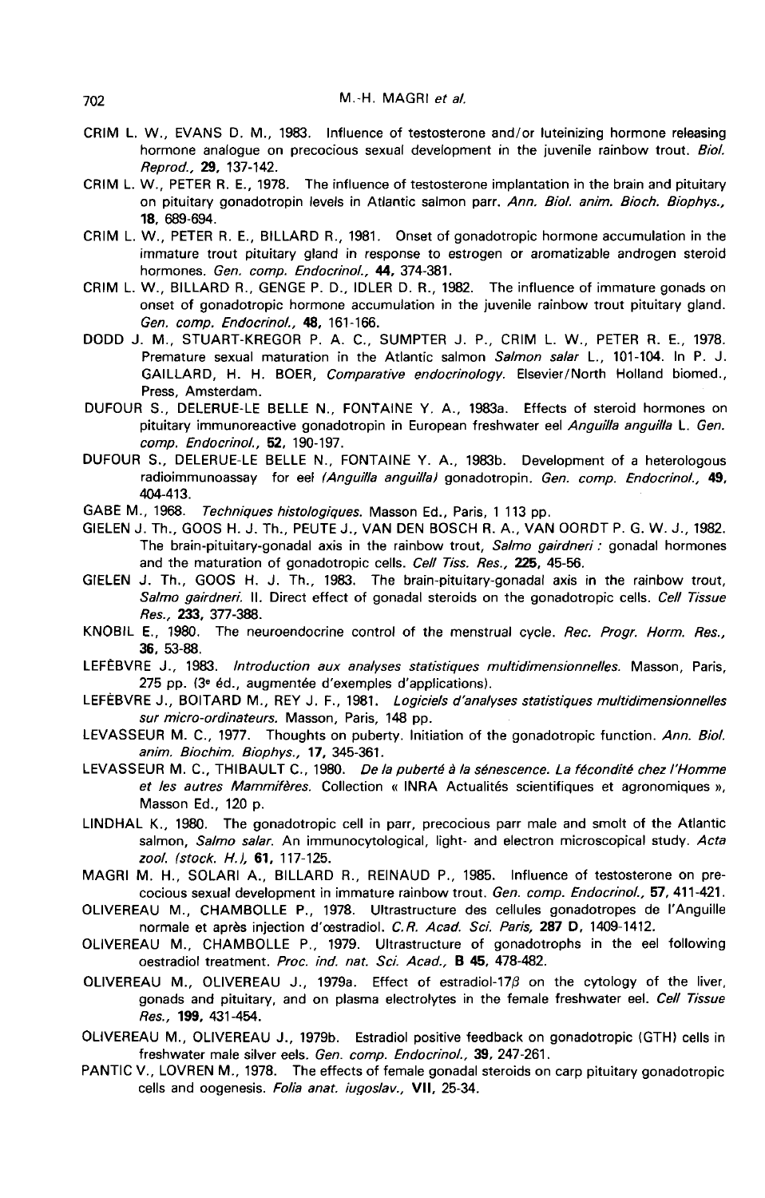CRIM L. W., EVANS D. M., 1983. Influence of testosterone and/or luteinizing hormone releasing hormone analogue on precocious sexual development in the juvenile rainbow trout. *Biol. Reprod.*, **29**, 137-142.

CRIM L. W., PETER R. E., 1978. The influence of testosterone implantation in the brain and pituitary on pituitary gonadotropin levels in Atlantic salmon parr. *Ann. Biol. anim. Bioch. Biophys.*, **18**, 689-694.

CRIM L. W., PETER R. E., BILLARD R., 1981. Onset of gonadotropic hormone accumulation in the immature trout pituitary gland in response to estrogen or aromatizable androgen steroid hormones. *Gen. comp. Endocrinol.*, **44**, 374-381.

CRIM L. W., BILLARD R., GENGE P. D., IDLER D. R., 1982. The influence of immature gonads on onset of gonadotropic hormone accumulation in the juvenile rainbow trout pituitary gland. *Gen. comp. Endocrinol.*, **48**, 161-166.

DODD J. M., STUART-KREGOR P. A. C., SUMPTER J. P., CRIM L. W., PETER R. E., 1978. Premature sexual maturation in the Atlantic salmon *Salmon salar* L., 101-104. In P. J. GAILLARD, H. H. BOER, *Comparative endocrinology*. Elsevier/North Holland biomed., Press, Amsterdam.

DUFOUR S., DELERUE-LE BELLE N., FONTAINE Y. A., 1983a. Effects of steroid hormones on pituitary immunoreactive gonadotropin in European freshwater eel *Anguilla anguilla* L. *Gen. comp. Endocrinol.*, **52**, 190-197.

DUFOUR S., DELERUE-LE BELLE N., FONTAINE Y. A., 1983b. Development of a heterologous radioimmunoassay for eel *(Anguilla anguilla)* gonadotropin. *Gen. comp. Endocrinol.*, **49**, 404-413.

GABE M., 1968. *Techniques histologiques.* Masson Ed., Paris, 1 113 pp.

GIELEN J. Th., GOOS H. J. Th., PEUTE J., VAN DEN BOSCH R. A., VAN OORDT P. G. W. J., 1982. The brain-pituitary-gonadal axis in the rainbow trout, *Salmo gairdneri* : gonadal hormones and the maturation of gonadotropic cells. *Cell Tiss. Res.*, **225**, 45-56.

GIELEN J. Th., GOOS H. J. Th., 1983. The brain-pituitary-gonadal axis in the rainbow trout, *Salmo gairdneri*. II. Direct effect of gonadal steroids on the gonadotropic cells. *Cell Tissue Res.*, **233**, 377-388.

KNOBIL E., 1980. The neuroendocrine control of the menstrual cycle. *Rec. Progr. Horm. Res.*, **36**, 53-88.

LEFÈBVRE J., 1983. *Introduction aux analyses statistiques multidimensionnelles.* Masson, Paris, 275 pp. (3e éd., augmentée d'exemples d'applications).

LEFÈBVRE J., BOITARD M., REY J. F., 1981. *Logiciels d'analyses statistiques multidimensionnelles sur micro-ordinateurs.* Masson, Paris, 148 pp.

LEVASSEUR M. C., 1977. Thoughts on puberty. Initiation of the gonadotropic function. *Ann. Biol. anim. Biochim. Biophys.*, **17**, 345-361.

LEVASSEUR M. C., THIBAULT C., 1980. *De la puberté à la sénescence. La fécondité chez l'Homme et les autres Mammifères.* Collection « INRA Actualités scientifiques et agronomiques », Masson Ed., 120 p.

LINDHAL K., 1980. The gonadotropic cell in parr, precocious parr male and smolt of the Atlantic salmon, *Salmo salar*. An immunocytological, light- and electron microscopical study. *Acta zool. (stock. H.)*, **61**, 117-125.

MAGRI M. H., SOLARI A., BILLARD R., REINAUD P., 1985. Influence of testosterone on precocious sexual development in immature rainbow trout. *Gen. comp. Endocrinol.*, **57**, 411-421.

OLIVEREAU M., CHAMBOLLE P., 1978. Ultrastructure des cellules gonadotropes de l'Anguille normale et après injection d'œstradiol. *C.R. Acad. Sci. Paris*, **287 D**, 1409-1412.

OLIVEREAU M., CHAMBOLLE P., 1979. Ultrastructure of gonadotrophs in the eel following oestradiol treatment. *Proc. ind. nat. Sci. Acad.*, **B 45**, 478-482.

OLIVEREAU M., OLIVEREAU J., 1979a. Effect of estradiol-17$\beta$ on the cytology of the liver, gonads and pituitary, and on plasma electrolytes in the female freshwater eel. *Cell Tissue Res.*, **199**, 431-454.

OLIVEREAU M., OLIVEREAU J., 1979b. Estradiol positive feedback on gonadotropic (GTH) cells in freshwater male silver eels. *Gen. comp. Endocrinol.*, **39**, 247-261.

PANTIC V., LOVREN M., 1978. The effects of female gonadal steroids on carp pituitary gonadotropic cells and oogenesis. *Folia anat. iugoslav.*, **VII**, 25-34.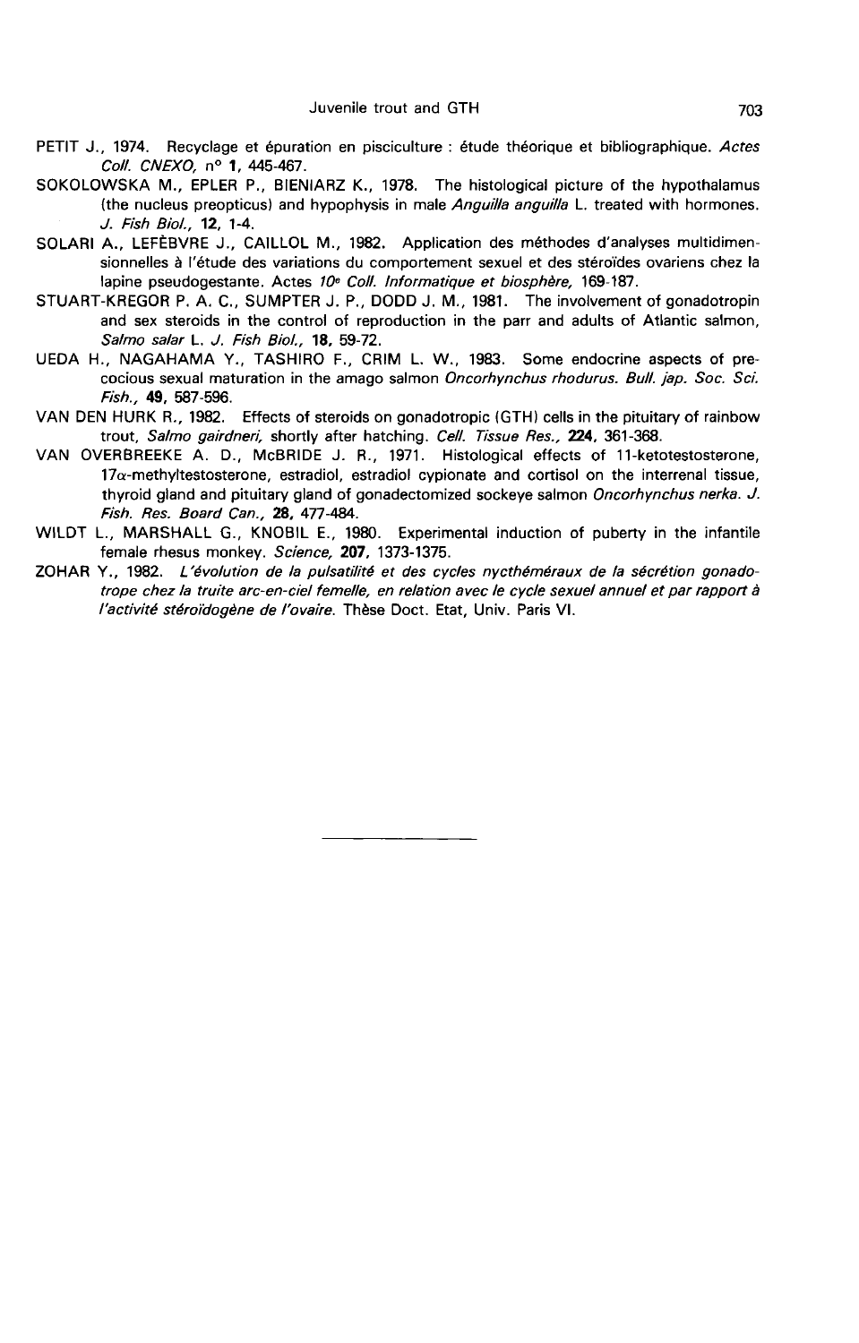PETIT J., 1974. Recyclage et épuration en pisciculture : étude théorique et bibliographique. *Actes Coll. CNEXO,* n° **1**, 445-467.

SOKOLOWSKA M., EPLER P., BIENIARZ K., 1978. The histological picture of the hypothalamus (the nucleus preopticus) and hypophysis in male *Anguilla anguilla* L. treated with hormones. *J. Fish Biol.,* **12**, 1-4.

SOLARI A., LEFÈBVRE J., CAILLOL M., 1982. Application des méthodes d'analyses multidimensionnelles à l'étude des variations du comportement sexuel et des stéroïdes ovariens chez la lapine pseudogestante. Actes *10e Coll. Informatique et biosphère,* 169-187.

STUART-KREGOR P. A. C., SUMPTER J. P., DODD J. M., 1981. The involvement of gonadotropin and sex steroids in the control of reproduction in the parr and adults of Atlantic salmon, *Salmo salar* L. *J. Fish Biol.,* **18**, 59-72.

UEDA H., NAGAHAMA Y., TASHIRO F., CRIM L. W., 1983. Some endocrine aspects of precocious sexual maturation in the amago salmon *Oncorhynchus rhodurus. Bull. jap. Soc. Sci. Fish.,* **49**, 587-596.

VAN DEN HURK R., 1982. Effects of steroids on gonadotropic (GTH) cells in the pituitary of rainbow trout, *Salmo gairdneri,* shortly after hatching. *Cell. Tissue Res.,* **224**, 361-368.

VAN OVERBREEKE A. D., McBRIDE J. R., 1971. Histological effects of 11-ketotestosterone, 17$\alpha$-methyltestosterone, estradiol, estradiol cypionate and cortisol on the interrenal tissue, thyroid gland and pituitary gland of gonadectomized sockeye salmon *Oncorhynchus nerka. J. Fish. Res. Board Can.,* **28**, 477-484.

WILDT L., MARSHALL G., KNOBIL E., 1980. Experimental induction of puberty in the infantile female rhesus monkey. *Science,* **207**, 1373-1375.

ZOHAR Y., 1982. *L'évolution de la pulsatilité et des cycles nycthéméraux de la sécrétion gonadotrope chez la truite arc-en-ciel femelle, en relation avec le cycle sexuel annuel et par rapport à l'activité stéroïdogène de l'ovaire.* Thèse Doct. Etat, Univ. Paris VI.